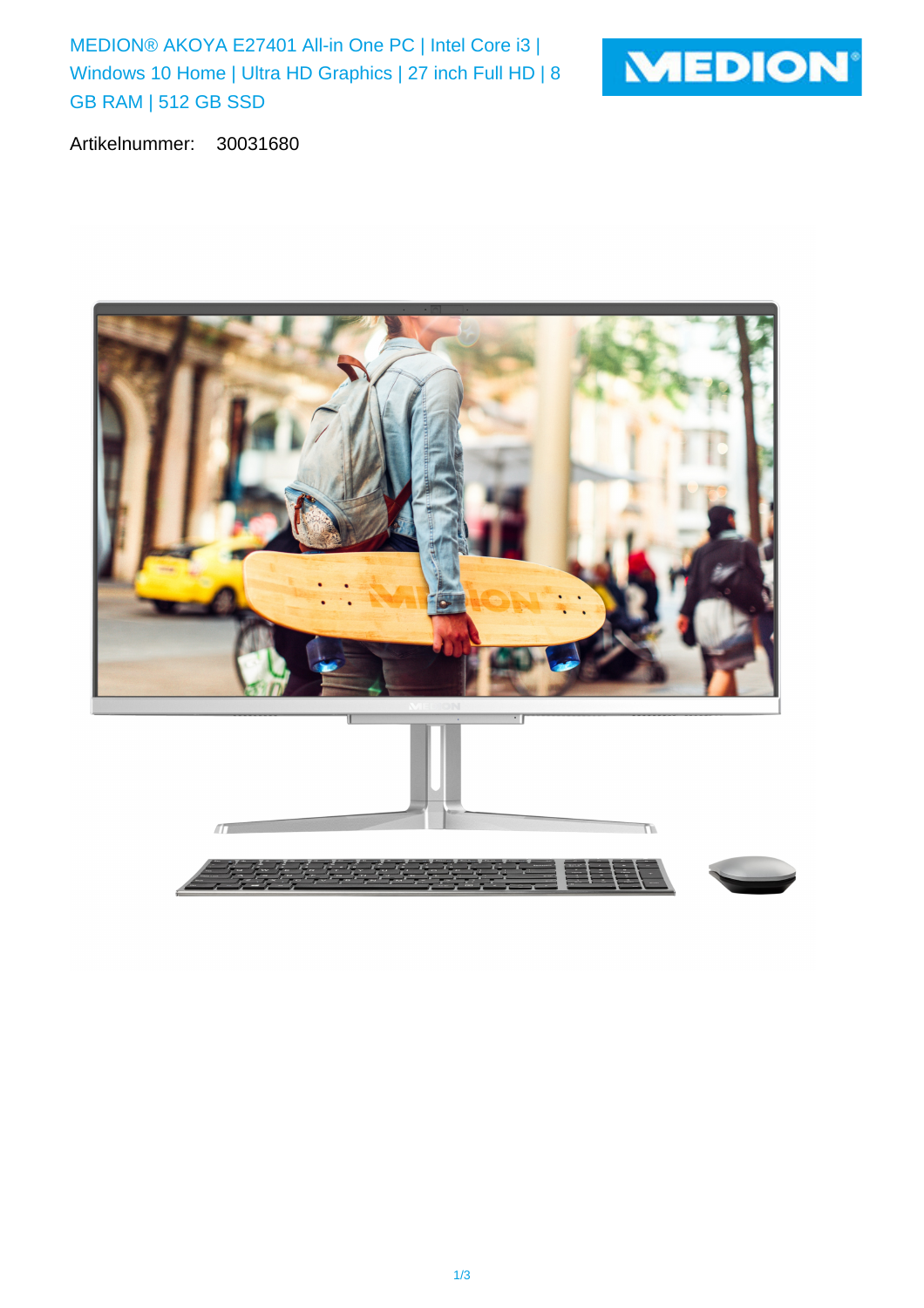# MEDION® AKOYA E27401 All-in One PC | Intel Core i3 | Windows 10 Home | Ultra HD Graphics | 27 inch Full HD | 8 GB RAM | 512 GB SSD

Artikelnummer: 30031680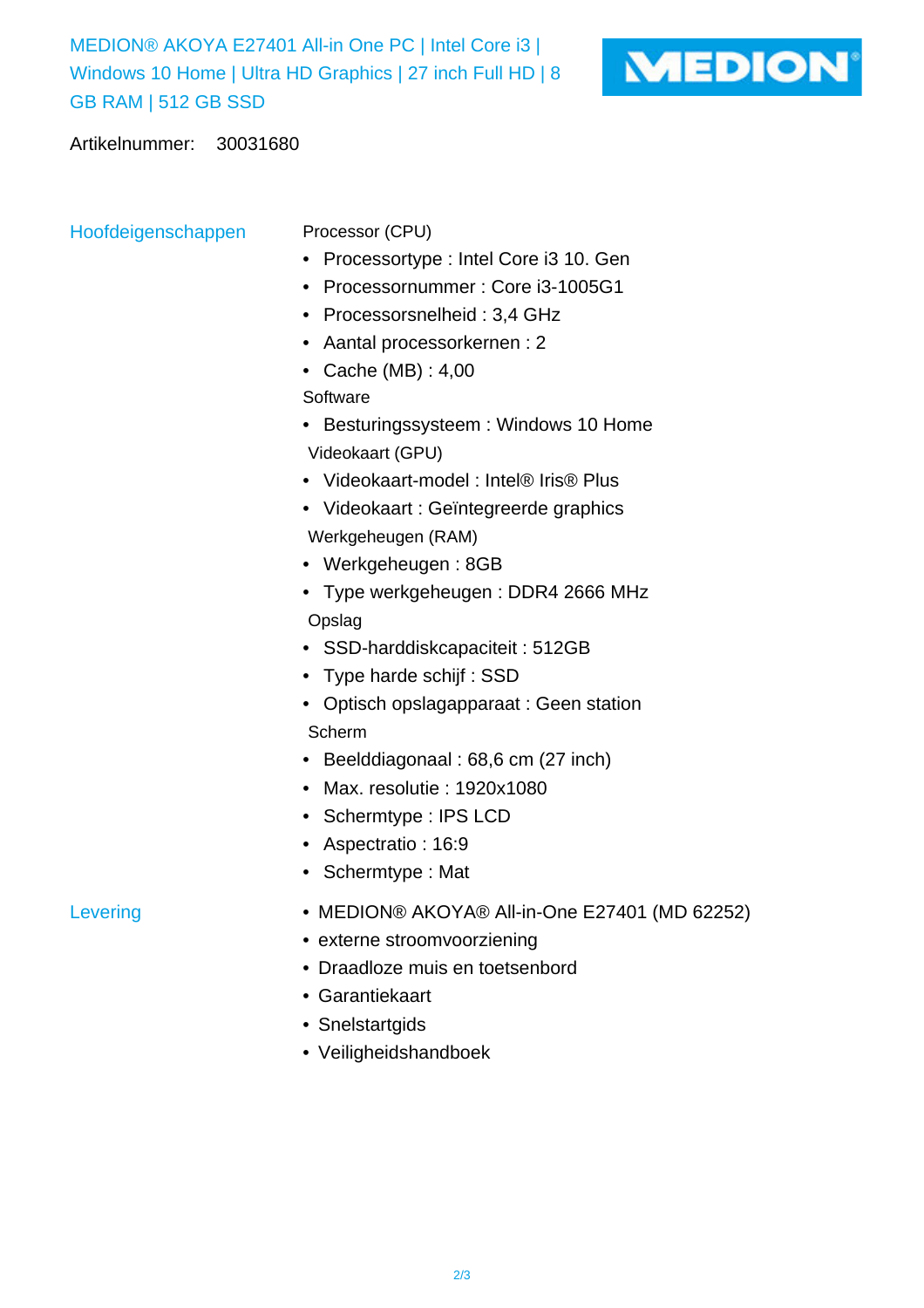MEDION® AKOYA E27401 All-in One PC | Intel Core i3 | Windows 10 Home | Ultra HD Graphics | 27 inch Full HD | 8 GB RAM | 512 GB SSD

Artikelnummer: 30031680

## Hoofdeigenschappen

Processor (CPU)

- Processortype : Intel Core i3 10. Gen
- Processornummer : Core i3-1005G1
- Processorsnelheid : 3,4 GHz
- Aantal processorkernen : 2
- Cache (MB) : 4,00

Software

- Besturingssysteem : Windows 10 Home

Videokaart (GPU)

- Videokaart-model : Intel® Iris® Plus
- Videokaart : Geïntegreerde graphics

Werkgeheugen (RAM)

- Werkgeheugen : 8GB
- Type werkgeheugen : DDR4 2666 MHz

Opslag

- SSD-harddiskcapaciteit : 512GB
- Type harde schijf : SSD
- Optisch opslagapparaat : Geen station

Scherm

- Beelddiagonaal : 68,6 cm (27 inch)
- Max. resolutie : 1920x1080
- Schermtype : IPS LCD
- Aspectratio : 16:9
- Schermtype : Mat

## Levering

- MEDION® AKOYA® All-in-One E27401 (MD 62252)
- externe stroomvoorziening
- Draadloze muis en toetsenbord
- Garantiekaart
- Snelstartgids
- Veiligheidshandboek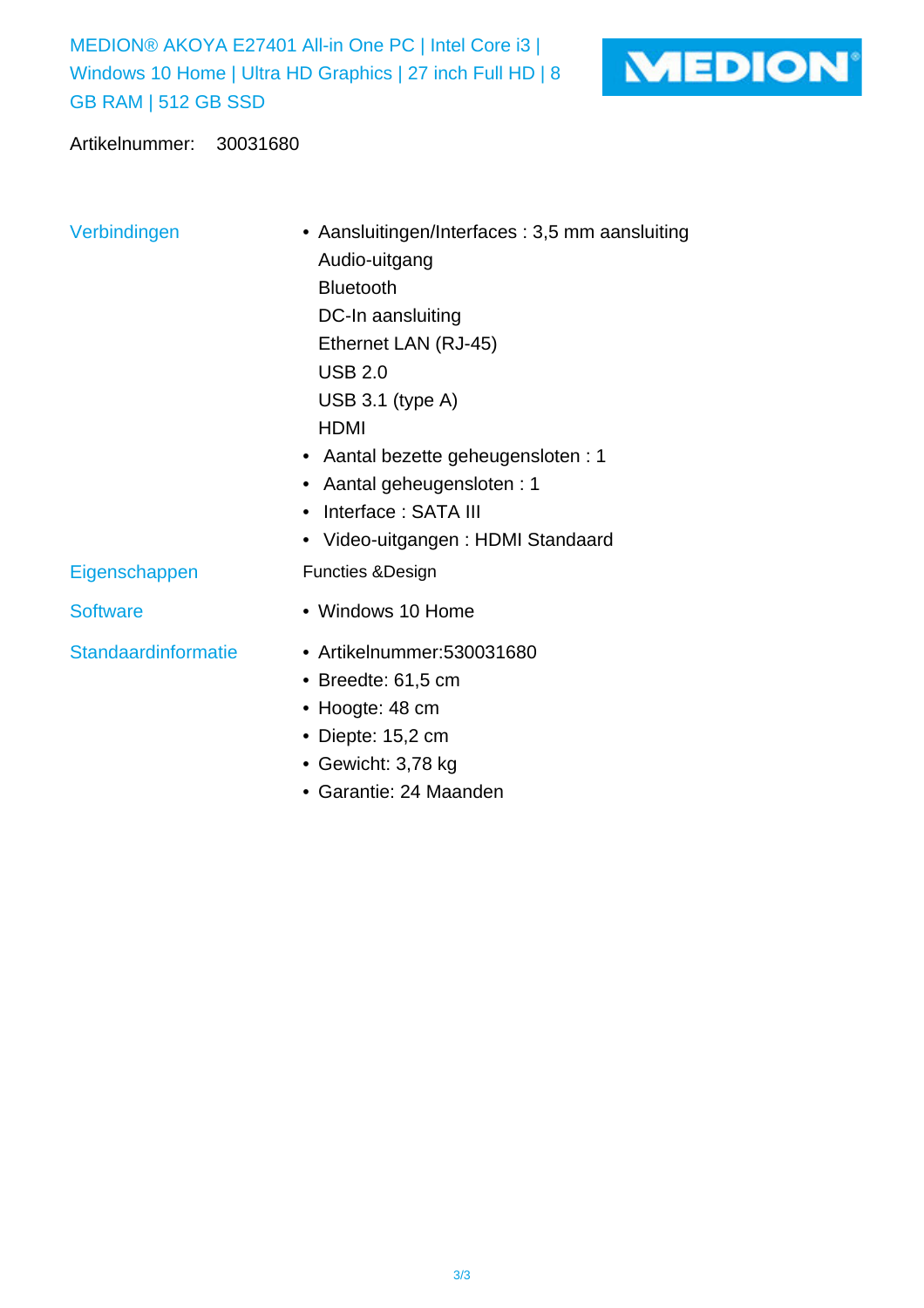# MEDION® AKOYA E27401 All-in One PC | Intel Core i3 | Windows 10 Home | Ultra HD Graphics | 27 inch Full HD | 8 GB RAM | 512 GB SSD

MEDION

Artikelnummer: 30031680

| | |
|---|---|
| Verbindingen | • Aansluitingen/Interfaces : 3,5 mm aansluiting<br>Audio-uitgang<br>Bluetooth<br>DC-In aansluiting<br>Ethernet LAN (RJ-45)<br>USB 2.0<br>USB 3.1 (type A)<br>HDMI<br>• Aantal bezette geheugensloten : 1<br>• Aantal geheugensloten : 1<br>• Interface : SATA III<br>• Video-uitgangen : HDMI Standaard |
| Eigenschappen | Functies &Design |
| Software | • Windows 10 Home |
| Standaardinformatie | • Artikelnummer:530031680<br>• Breedte: 61,5 cm<br>• Hoogte: 48 cm<br>• Diepte: 15,2 cm<br>• Gewicht: 3,78 kg<br>• Garantie: 24 Maanden |